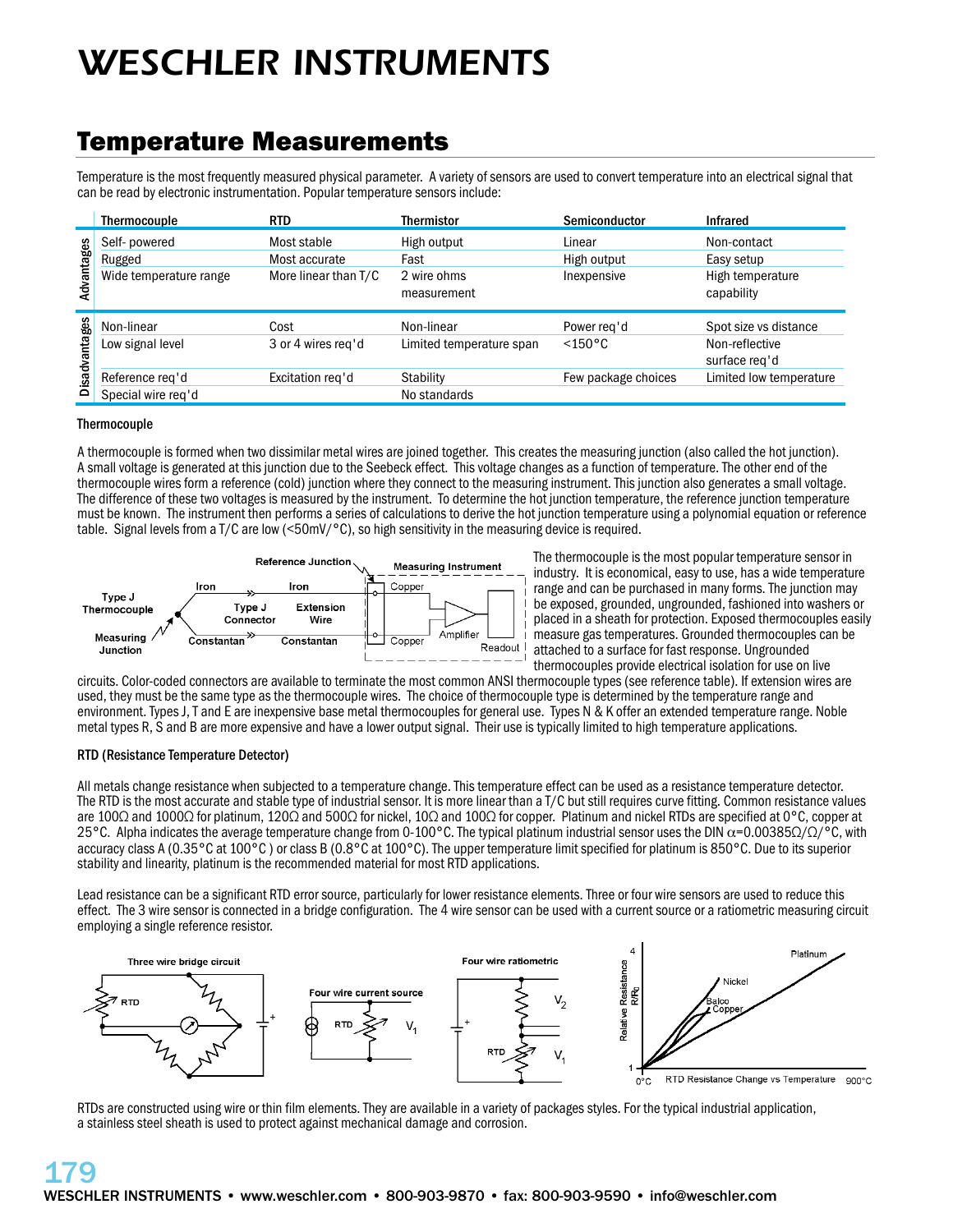# WESCHLER INSTRUMENTS

## Temperature Measurements

Temperature is the most frequently measured physical parameter. A variety of sensors are used to convert temperature into an electrical signal that can be read by electronic instrumentation. Popular temperature sensors include:

| | Thermocouple | RTD | Thermistor | Semiconductor | Infrared |
|---|---|---|---|---|---|
| Advantages | Self- powered | Most stable | High output | Linear | Non-contact |
| | Rugged | Most accurate | Fast | High output | Easy setup |
| | Wide temperature range | More linear than T/C | 2 wire ohms measurement | Inexpensive | High temperature capability |
| Disadvantages | Non-linear | Cost | Non-linear | Power req'd | Spot size vs distance |
| | Low signal level | 3 or 4 wires req'd | Limited temperature span | <150°C | Non-reflective surface req'd |
| | Reference req'd | Excitation req'd | Stability | Few package choices | Limited low temperature |
| | Special wire req'd | | No standards | | |

### Thermocouple

A thermocouple is formed when two dissimilar metal wires are joined together. This creates the measuring junction (also called the hot junction). A small voltage is generated at this junction due to the Seebeck effect. This voltage changes as a function of temperature. The other end of the thermocouple wires form a reference (cold) junction where they connect to the measuring instrument. This junction also generates a small voltage. The difference of these two voltages is measured by the instrument. To determine the hot junction temperature, the reference junction temperature must be known. The instrument then performs a series of calculations to derive the hot junction temperature using a polynomial equation or reference table. Signal levels from a T/C are low (<50mV/°C), so high sensitivity in the measuring device is required.

The thermocouple is the most popular temperature sensor in industry. It is economical, easy to use, has a wide temperature range and can be purchased in many forms. The junction may be exposed, grounded, ungrounded, fashioned into washers or placed in a sheath for protection. Exposed thermocouples easily measure gas temperatures. Grounded thermocouples can be attached to a surface for fast response. Ungrounded thermocouples provide electrical isolation for use on live circuits. Color-coded connectors are available to terminate the most common ANSI thermocouple types (see reference table). If extension wires are used, they must be the same type as the thermocouple wires. The choice of thermocouple type is determined by the temperature range and environment. Types J, T and E are inexpensive base metal thermocouples for general use. Types N & K offer an extended temperature range. Noble metal types R, S and B are more expensive and have a lower output signal. Their use is typically limited to high temperature applications.

### RTD (Resistance Temperature Detector)

All metals change resistance when subjected to a temperature change. This temperature effect can be used as a resistance temperature detector. The RTD is the most accurate and stable type of industrial sensor. It is more linear than a T/C but still requires curve fitting. Common resistance values are 100Ω and 1000Ω for platinum, 120Ω and 500Ω for nickel, 10Ω and 100Ω for copper. Platinum and nickel RTDs are specified at 0°C, copper at 25°C. Alpha indicates the average temperature change from 0-100°C. The typical platinum industrial sensor uses the DIN $\alpha$=0.00385Ω/Ω/°C, with accuracy class A (0.35°C at 100°C ) or class B (0.8°C at 100°C). The upper temperature limit specified for platinum is 850°C. Due to its superior stability and linearity, platinum is the recommended material for most RTD applications.

Lead resistance can be a significant RTD error source, particularly for lower resistance elements. Three or four wire sensors are used to reduce this effect. The 3 wire sensor is connected in a bridge configuration. The 4 wire sensor can be used with a current source or a ratiometric measuring circuit employing a single reference resistor.

RTDs are constructed using wire or thin film elements. They are available in a variety of packages styles. For the typical industrial application, a stainless steel sheath is used to protect against mechanical damage and corrosion.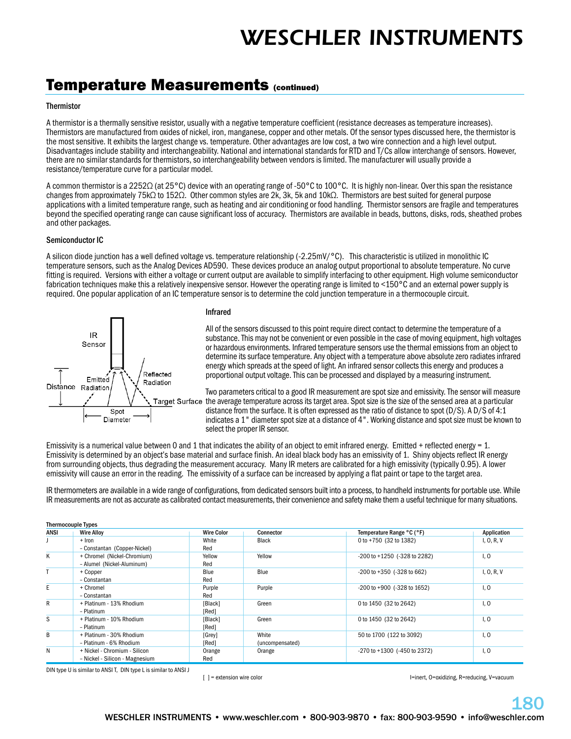## Temperature Measurements (continued)

### Thermistor

A thermistor is a thermally sensitive resistor, usually with a negative temperature coefficient (resistance decreases as temperature increases). Thermistors are manufactured from oxides of nickel, iron, manganese, copper and other metals. Of the sensor types discussed here, the thermistor is the most sensitive. It exhibits the largest change vs. temperature. Other advantages are low cost, a two wire connection and a high level output. Disadvantages include stability and interchangeability. National and international standards for RTD and T/Cs allow interchange of sensors. However, there are no similar standards for thermistors, so interchangeability between vendors is limited. The manufacturer will usually provide a resistance/temperature curve for a particular model.

A common thermistor is a 2252Ω (at 25°C) device with an operating range of -50°C to 100°C. It is highly non-linear. Over this span the resistance changes from approximately 75kΩ to 152Ω. Other common styles are 2k, 3k, 5k and 10kΩ. Thermistors are best suited for general purpose applications with a limited temperature range, such as heating and air conditioning or food handling. Thermistor sensors are fragile and temperatures beyond the specified operating range can cause significant loss of accuracy. Thermistors are available in beads, buttons, disks, rods, sheathed probes and other packages.

### Semiconductor IC

A silicon diode junction has a well defined voltage vs. temperature relationship (-2.25mV/°C). This characteristic is utilized in monolithic IC temperature sensors, such as the Analog Devices AD590. These devices produce an analog output proportional to absolute temperature. No curve fitting is required. Versions with either a voltage or current output are available to simplify interfacing to other equipment. High volume semiconductor fabrication techniques make this a relatively inexpensive sensor. However the operating range is limited to <150°C and an external power supply is required. One popular application of an IC temperature sensor is to determine the cold junction temperature in a thermocouple circuit.

### Infrared

IR Sensor
Distance
Emitted Radiation
Reflected Radiation
Target Surface
Spot Diameter

All of the sensors discussed to this point require direct contact to determine the temperature of a substance. This may not be convenient or even possible in the case of moving equipment, high voltages or hazardous environments. Infrared temperature sensors use the thermal emissions from an object to determine its surface temperature. Any object with a temperature above absolute zero radiates infrared energy which spreads at the speed of light. An infrared sensor collects this energy and produces a proportional output voltage. This can be processed and displayed by a measuring instrument.

Two parameters critical to a good IR measurement are spot size and emissivity. The sensor will measure the average temperature across its target area. Spot size is the size of the sensed area at a particular distance from the surface. It is often expressed as the ratio of distance to spot (D/S). A D/S of 4:1 indicates a 1" diameter spot size at a distance of 4". Working distance and spot size must be known to select the proper IR sensor.

Emissivity is a numerical value between 0 and 1 that indicates the ability of an object to emit infrared energy. Emitted + reflected energy = 1. Emissivity is determined by an object's base material and surface finish. An ideal black body has an emissivity of 1. Shiny objects reflect IR energy from surrounding objects, thus degrading the measurement accuracy. Many IR meters are calibrated for a high emissivity (typically 0.95). A lower emissivity will cause an error in the reading. The emissivity of a surface can be increased by applying a flat paint or tape to the target area.

IR thermometers are available in a wide range of configurations, from dedicated sensors built into a process, to handheld instruments for portable use. While IR measurements are not as accurate as calibrated contact measurements, their convenience and safety make them a useful technique for many situations.

**Thermocouple Types**

| ANSI | Wire Alloy | Wire Color | Connector | Temperature Range °C (°F) | Application |
|---|---|---|---|---|---|
| J | + Iron<br>– Constantan (Copper-Nickel) | White<br>Red | Black | 0 to +750 (32 to 1382) | I, O, R, V |
| K | + Chromel (Nickel-Chromium)<br>– Alumel (Nickel-Aluminum) | Yellow<br>Red | Yellow | -200 to +1250 (-328 to 2282) | I, O |
| T | + Copper<br>– Constantan | Blue<br>Red | Blue | -200 to +350 (-328 to 662) | I, O, R, V |
| E | + Chromel<br>– Constantan | Purple<br>Red | Purple | -200 to +900 (-328 to 1652) | I, O |
| R | + Platinum - 13% Rhodium<br>– Platinum | [Black]<br>[Red] | Green | 0 to 1450 (32 to 2642) | I, O |
| S | + Platinum - 10% Rhodium<br>– Platinum | [Black]<br>[Red] | Green | 0 to 1450 (32 to 2642) | I, O |
| B | + Platinum - 30% Rhodium<br>– Platinum - 6% Rhodium | [Grey]<br>[Red] | White<br>(uncompensated) | 50 to 1700 (122 to 3092) | I, O |
| N | + Nickel - Chromium - Silicon<br>– Nickel - Silicon - Magnesium | Orange<br>Red | Orange | -270 to +1300 (-450 to 2372) | I, O |

DIN type U is similar to ANSI T, DIN type L is similar to ANSI J

[ ] = extension wire color

I=inert, O=oxidizing, R=reducing, V=vacuum